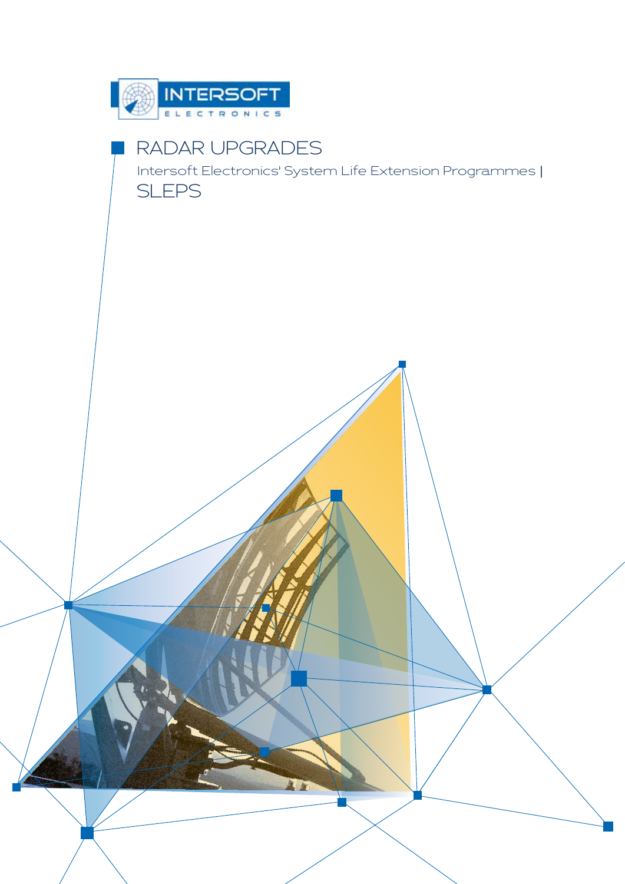INTERSOFT ELECTRONICS

# RADAR UPGRADES

Intersoft Electronics' System Life Extension Programmes |

SLEPS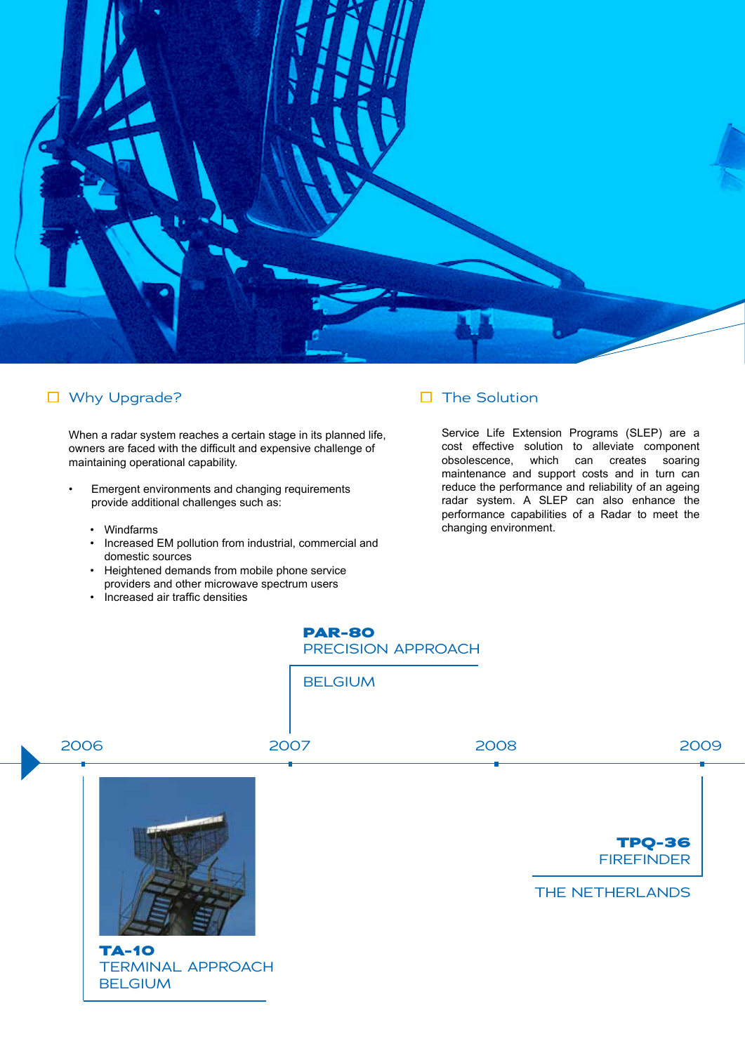## Why Upgrade?

When a radar system reaches a certain stage in its planned life, owners are faced with the difficult and expensive challenge of maintaining operational capability.

- Emergent environments and changing requirements provide additional challenges such as:
  - Windfarms
  - Increased EM pollution from industrial, commercial and domestic sources
  - Heightened demands from mobile phone service providers and other microwave spectrum users
  - Increased air traffic densities

## The Solution

Service Life Extension Programs (SLEP) are a cost effective solution to alleviate component obsolescence, which can creates soaring maintenance and support costs and in turn can reduce the performance and reliability of an ageing radar system. A SLEP can also enhance the performance capabilities of a Radar to meet the changing environment.

2006 — **TA-10**
TERMINAL APPROACH
BELGIUM

2007 — **PAR-80**
PRECISION APPROACH
BELGIUM

2008

2009 — **TPQ-36**
FIREFINDER
THE NETHERLANDS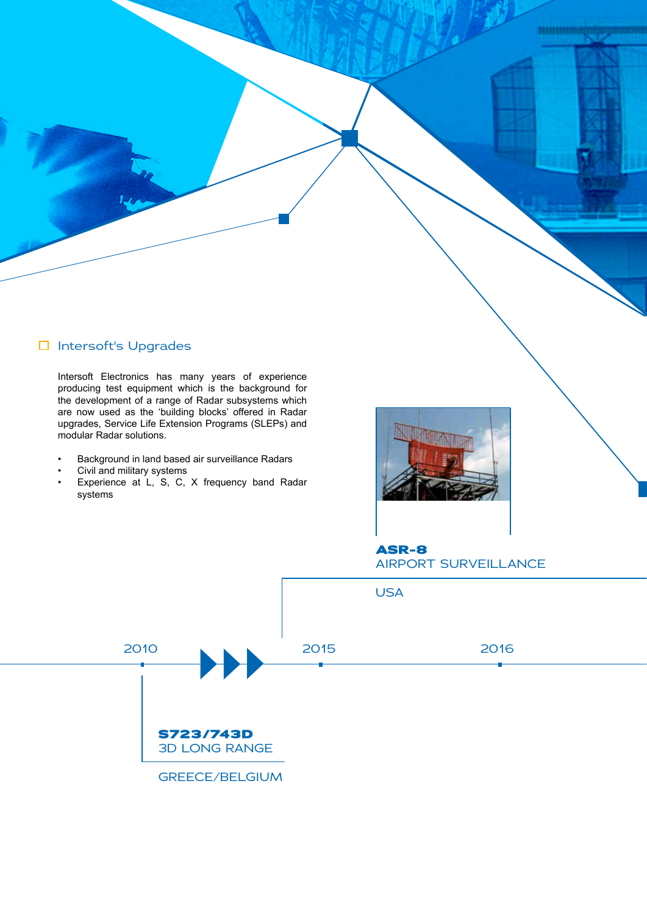## Intersoft's Upgrades

Intersoft Electronics has many years of experience producing test equipment which is the background for the development of a range of Radar subsystems which are now used as the 'building blocks' offered in Radar upgrades, Service Life Extension Programs (SLEPs) and modular Radar solutions.

- Background in land based air surveillance Radars
- Civil and military systems
- Experience at L, S, C, X frequency band Radar systems

**ASR-8**
AIRPORT SURVEILLANCE

USA

2010 2015 2016

**S723/743D**
3D LONG RANGE

GREECE/BELGIUM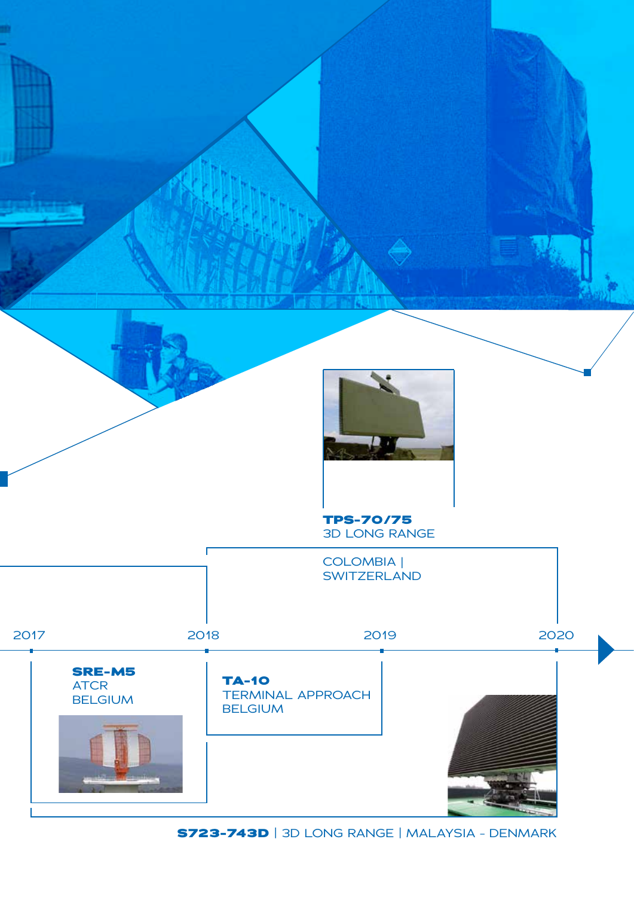**TPS-70/75**
3D LONG RANGE

COLOMBIA |
SWITZERLAND

2017 2018 2019 2020

**SRE-M5**
ATCR
BELGIUM

**TA-10**
TERMINAL APPROACH
BELGIUM

**S723-743D** | 3D LONG RANGE | MALAYSIA - DENMARK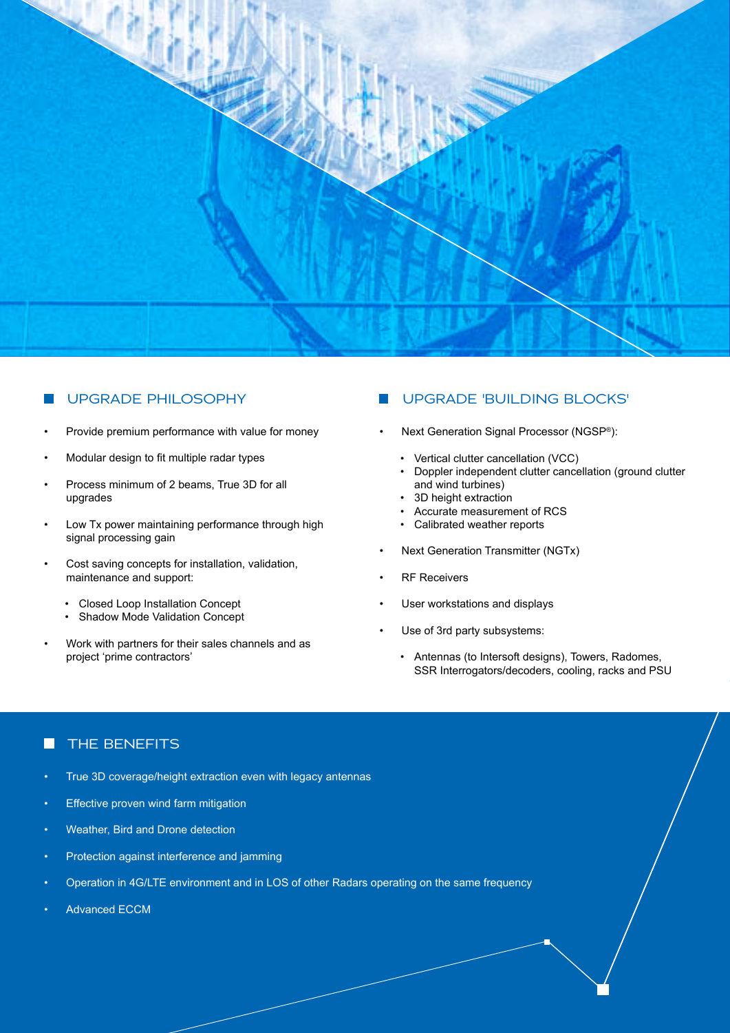## UPGRADE PHILOSOPHY

- Provide premium performance with value for money
- Modular design to fit multiple radar types
- Process minimum of 2 beams, True 3D for all upgrades
- Low Tx power maintaining performance through high signal processing gain
- Cost saving concepts for installation, validation, maintenance and support:
  - Closed Loop Installation Concept
  - Shadow Mode Validation Concept
- Work with partners for their sales channels and as project 'prime contractors'

## UPGRADE 'BUILDING BLOCKS'

- Next Generation Signal Processor (NGSP®):
  - Vertical clutter cancellation (VCC)
  - Doppler independent clutter cancellation (ground clutter and wind turbines)
  - 3D height extraction
  - Accurate measurement of RCS
  - Calibrated weather reports
- Next Generation Transmitter (NGTx)
- RF Receivers
- User workstations and displays
- Use of 3rd party subsystems:
  - Antennas (to Intersoft designs), Towers, Radomes, SSR Interrogators/decoders, cooling, racks and PSU

## THE BENEFITS

- True 3D coverage/height extraction even with legacy antennas
- Effective proven wind farm mitigation
- Weather, Bird and Drone detection
- Protection against interference and jamming
- Operation in 4G/LTE environment and in LOS of other Radars operating on the same frequency
- Advanced ECCM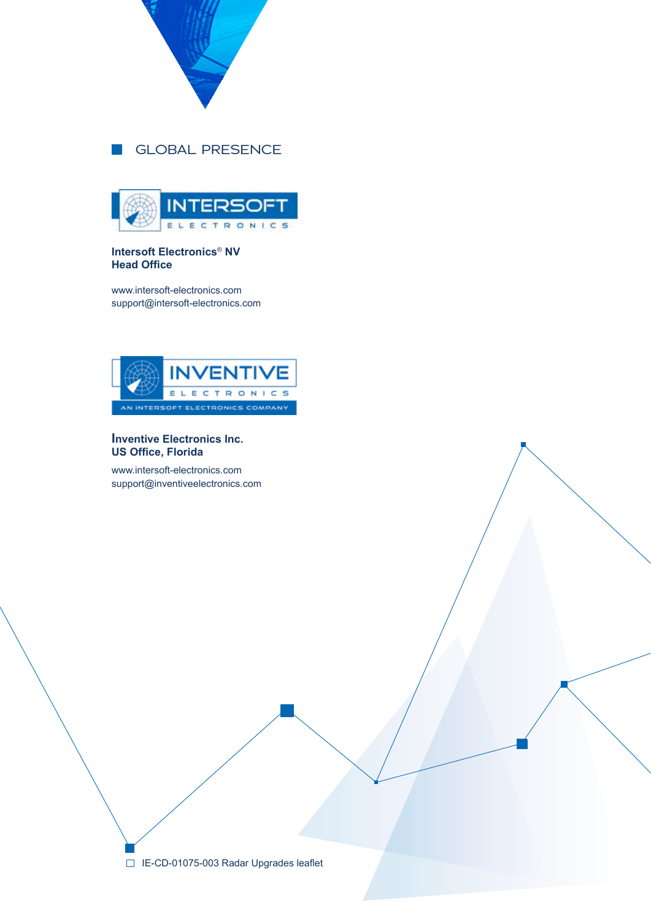## GLOBAL PRESENCE

INTERSOFT ELECTRONICS

**Intersoft Electronics® NV**
**Head Office**

www.intersoft-electronics.com
support@intersoft-electronics.com

INVENTIVE ELECTRONICS
AN INTERSOFT ELECTRONICS COMPANY

**Inventive Electronics Inc.**
**US Office, Florida**

www.intersoft-electronics.com
support@inventiveelectronics.com

IE-CD-01075-003 Radar Upgrades leaflet